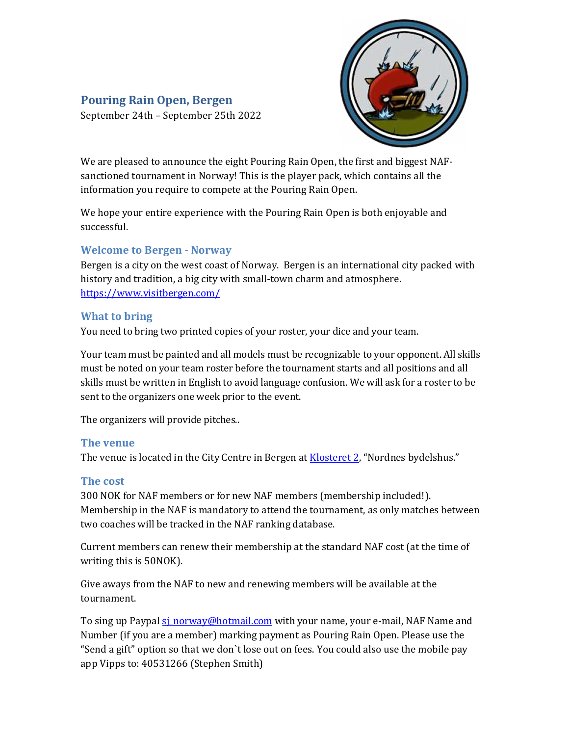# Pouring Rain Open, Bergen

September 24th – September 25th 2022

We are pleased to announce the eight Pouring Rain Open, the first and biggest NAF-sanctioned tournament in Norway! This is the player pack, which contains all the information you require to compete at the Pouring Rain Open.

We hope your entire experience with the Pouring Rain Open is both enjoyable and successful.

## Welcome to Bergen - Norway

Bergen is a city on the west coast of Norway. Bergen is an international city packed with history and tradition, a big city with small-town charm and atmosphere.
https://www.visitbergen.com/

## What to bring

You need to bring two printed copies of your roster, your dice and your team.

Your team must be painted and all models must be recognizable to your opponent. All skills must be noted on your team roster before the tournament starts and all positions and all skills must be written in English to avoid language confusion. We will ask for a roster to be sent to the organizers one week prior to the event.

The organizers will provide pitches..

## The venue

The venue is located in the City Centre in Bergen at Klosteret 2, "Nordnes bydelshus."

## The cost

300 NOK for NAF members or for new NAF members (membership included!). Membership in the NAF is mandatory to attend the tournament, as only matches between two coaches will be tracked in the NAF ranking database.

Current members can renew their membership at the standard NAF cost (at the time of writing this is 50NOK).

Give aways from the NAF to new and renewing members will be available at the tournament.

To sing up Paypal sj_norway@hotmail.com with your name, your e-mail, NAF Name and Number (if you are a member) marking payment as Pouring Rain Open. Please use the "Send a gift" option so that we don`t lose out on fees. You could also use the mobile pay app Vipps to: 40531266 (Stephen Smith)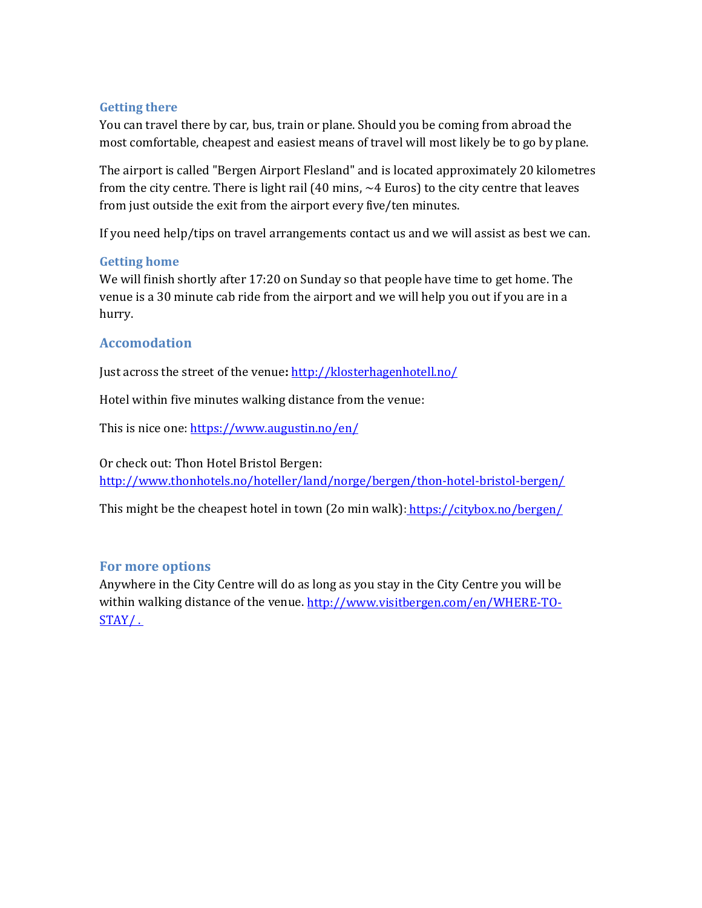### Getting there

You can travel there by car, bus, train or plane. Should you be coming from abroad the most comfortable, cheapest and easiest means of travel will most likely be to go by plane.

The airport is called "Bergen Airport Flesland" and is located approximately 20 kilometres from the city centre. There is light rail (40 mins, ~4 Euros) to the city centre that leaves from just outside the exit from the airport every five/ten minutes.

If you need help/tips on travel arrangements contact us and we will assist as best we can.

### Getting home

We will finish shortly after 17:20 on Sunday so that people have time to get home. The venue is a 30 minute cab ride from the airport and we will help you out if you are in a hurry.

## Accomodation

Just across the street of the venue**:** http://klosterhagenhotell.no/

Hotel within five minutes walking distance from the venue:

This is nice one: https://www.augustin.no/en/

Or check out: Thon Hotel Bristol Bergen: http://www.thonhotels.no/hoteller/land/norge/bergen/thon-hotel-bristol-bergen/

This might be the cheapest hotel in town (2o min walk): https://citybox.no/bergen/

## For more options

Anywhere in the City Centre will do as long as you stay in the City Centre you will be within walking distance of the venue. http://www.visitbergen.com/en/WHERE-TO-STAY/ .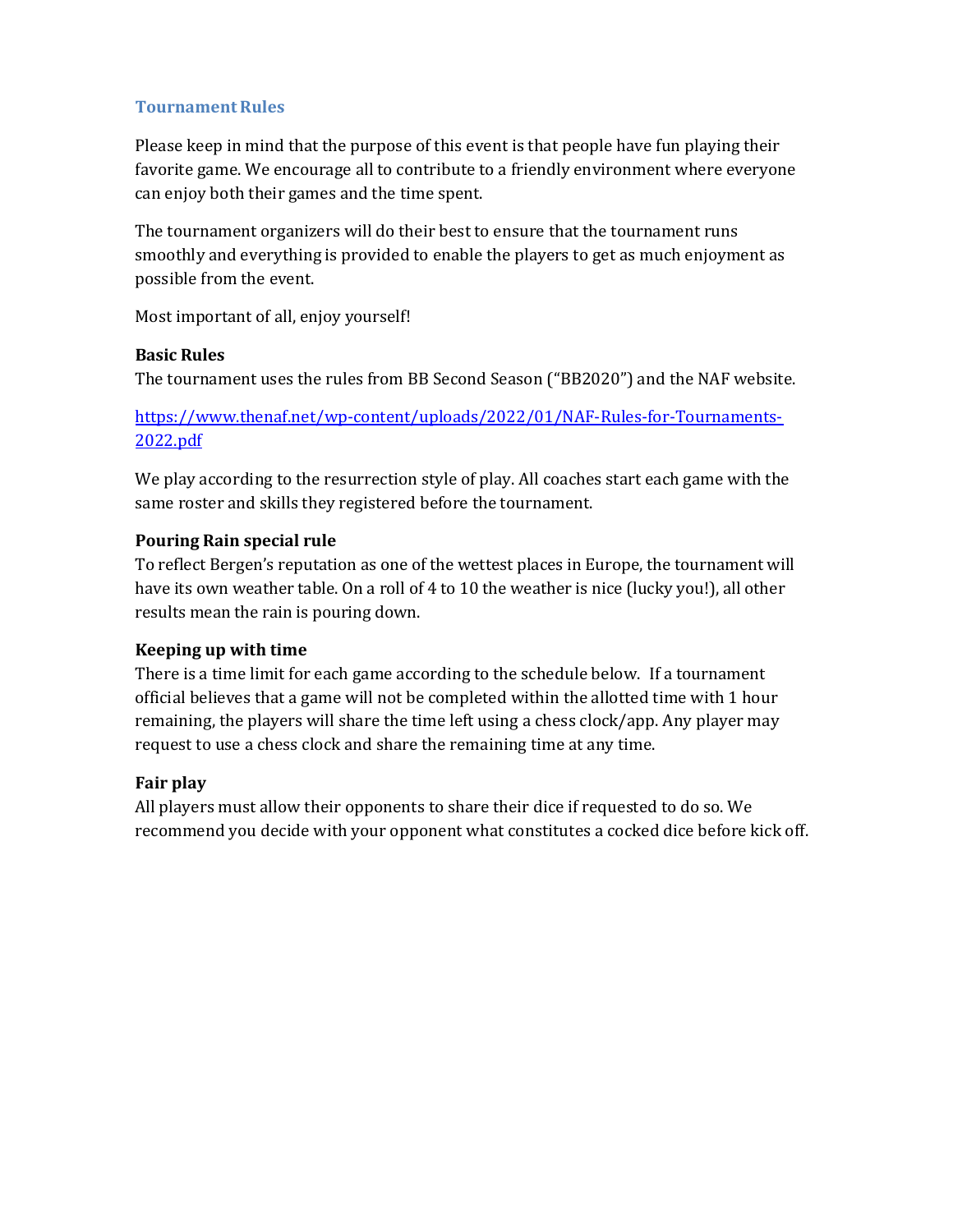## Tournament Rules

Please keep in mind that the purpose of this event is that people have fun playing their favorite game. We encourage all to contribute to a friendly environment where everyone can enjoy both their games and the time spent.

The tournament organizers will do their best to ensure that the tournament runs smoothly and everything is provided to enable the players to get as much enjoyment as possible from the event.

Most important of all, enjoy yourself!

**Basic Rules**

The tournament uses the rules from BB Second Season ("BB2020") and the NAF website.

[https://www.thenaf.net/wp-content/uploads/2022/01/NAF-Rules-for-Tournaments-2022.pdf](https://www.thenaf.net/wp-content/uploads/2022/01/NAF-Rules-for-Tournaments-2022.pdf)

We play according to the resurrection style of play. All coaches start each game with the same roster and skills they registered before the tournament.

**Pouring Rain special rule**

To reflect Bergen's reputation as one of the wettest places in Europe, the tournament will have its own weather table. On a roll of 4 to 10 the weather is nice (lucky you!), all other results mean the rain is pouring down.

**Keeping up with time**

There is a time limit for each game according to the schedule below. If a tournament official believes that a game will not be completed within the allotted time with 1 hour remaining, the players will share the time left using a chess clock/app. Any player may request to use a chess clock and share the remaining time at any time.

**Fair play**

All players must allow their opponents to share their dice if requested to do so. We recommend you decide with your opponent what constitutes a cocked dice before kick off.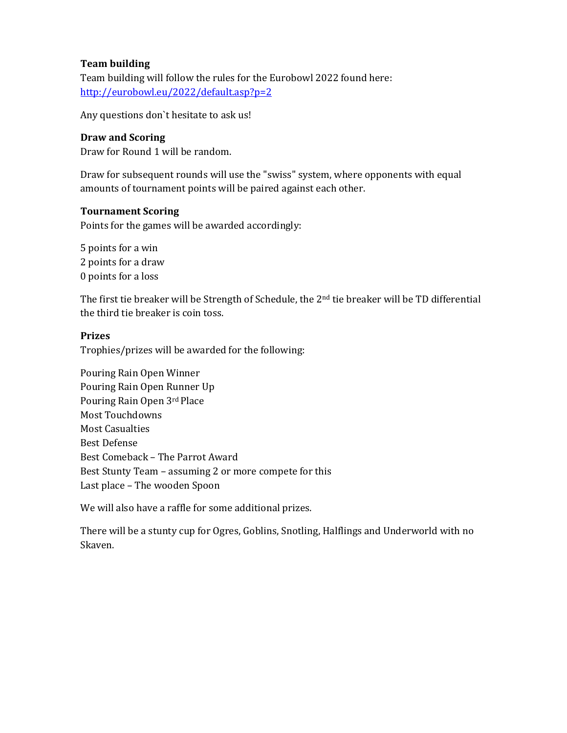**Team building**

Team building will follow the rules for the Eurobowl 2022 found here: [http://eurobowl.eu/2022/default.asp?p=2](http://eurobowl.eu/2022/default.asp?p=2)

Any questions don`t hesitate to ask us!

**Draw and Scoring**

Draw for Round 1 will be random.

Draw for subsequent rounds will use the "swiss" system, where opponents with equal amounts of tournament points will be paired against each other.

**Tournament Scoring**

Points for the games will be awarded accordingly:

5 points for a win
2 points for a draw
0 points for a loss

The first tie breaker will be Strength of Schedule, the 2nd tie breaker will be TD differential the third tie breaker is coin toss.

**Prizes**

Trophies/prizes will be awarded for the following:

Pouring Rain Open Winner
Pouring Rain Open Runner Up
Pouring Rain Open 3rd Place
Most Touchdowns
Most Casualties
Best Defense
Best Comeback – The Parrot Award
Best Stunty Team – assuming 2 or more compete for this
Last place – The wooden Spoon

We will also have a raffle for some additional prizes.

There will be a stunty cup for Ogres, Goblins, Snotling, Halflings and Underworld with no Skaven.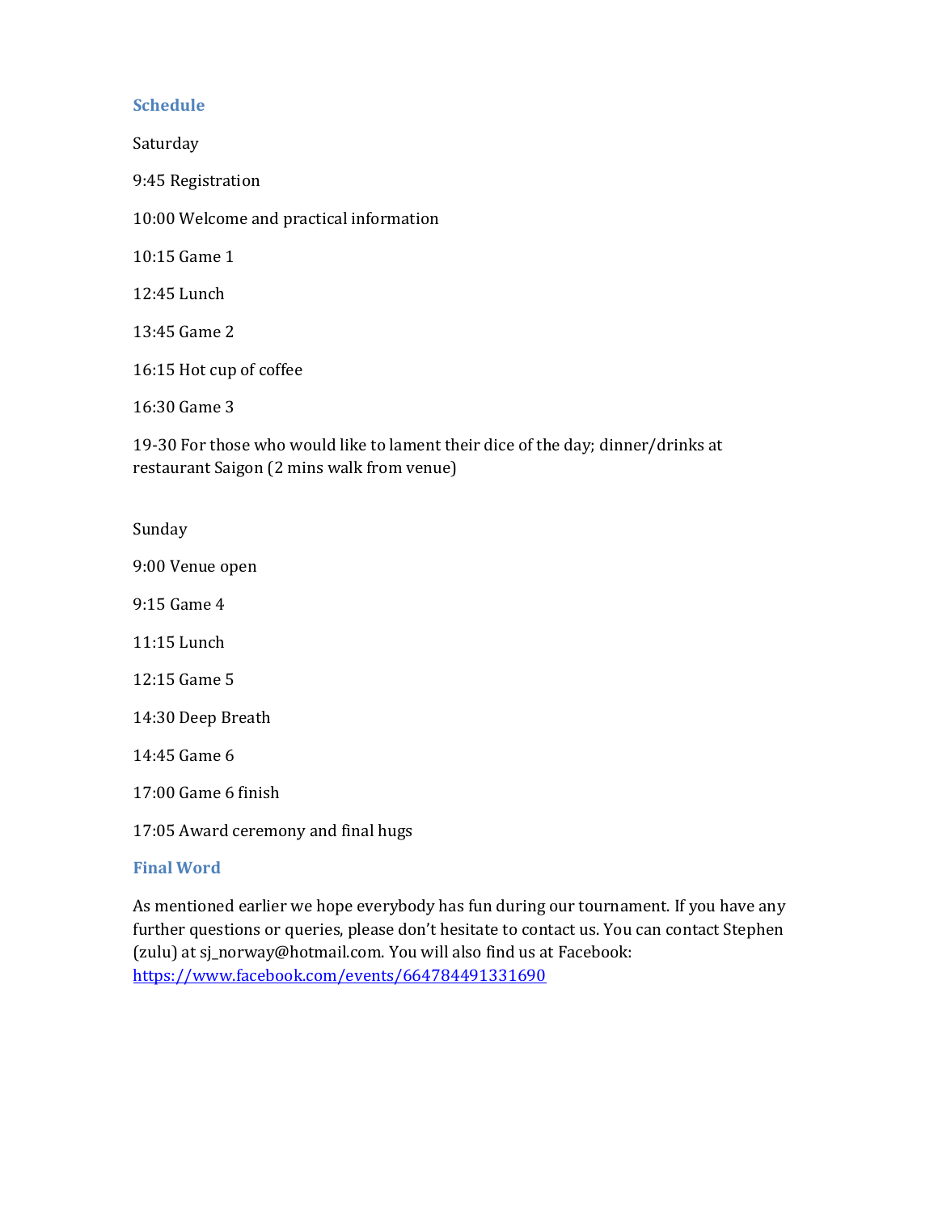## Schedule

Saturday

9:45 Registration

10:00 Welcome and practical information

10:15 Game 1

12:45 Lunch

13:45 Game 2

16:15 Hot cup of coffee

16:30 Game 3

19-30 For those who would like to lament their dice of the day; dinner/drinks at restaurant Saigon (2 mins walk from venue)

Sunday

9:00 Venue open

9:15 Game 4

11:15 Lunch

12:15 Game 5

14:30 Deep Breath

14:45 Game 6

17:00 Game 6 finish

17:05 Award ceremony and final hugs

## Final Word

As mentioned earlier we hope everybody has fun during our tournament. If you have any further questions or queries, please don't hesitate to contact us. You can contact Stephen (zulu) at sj_norway@hotmail.com. You will also find us at Facebook: [https://www.facebook.com/events/664784491331690](https://www.facebook.com/events/664784491331690)